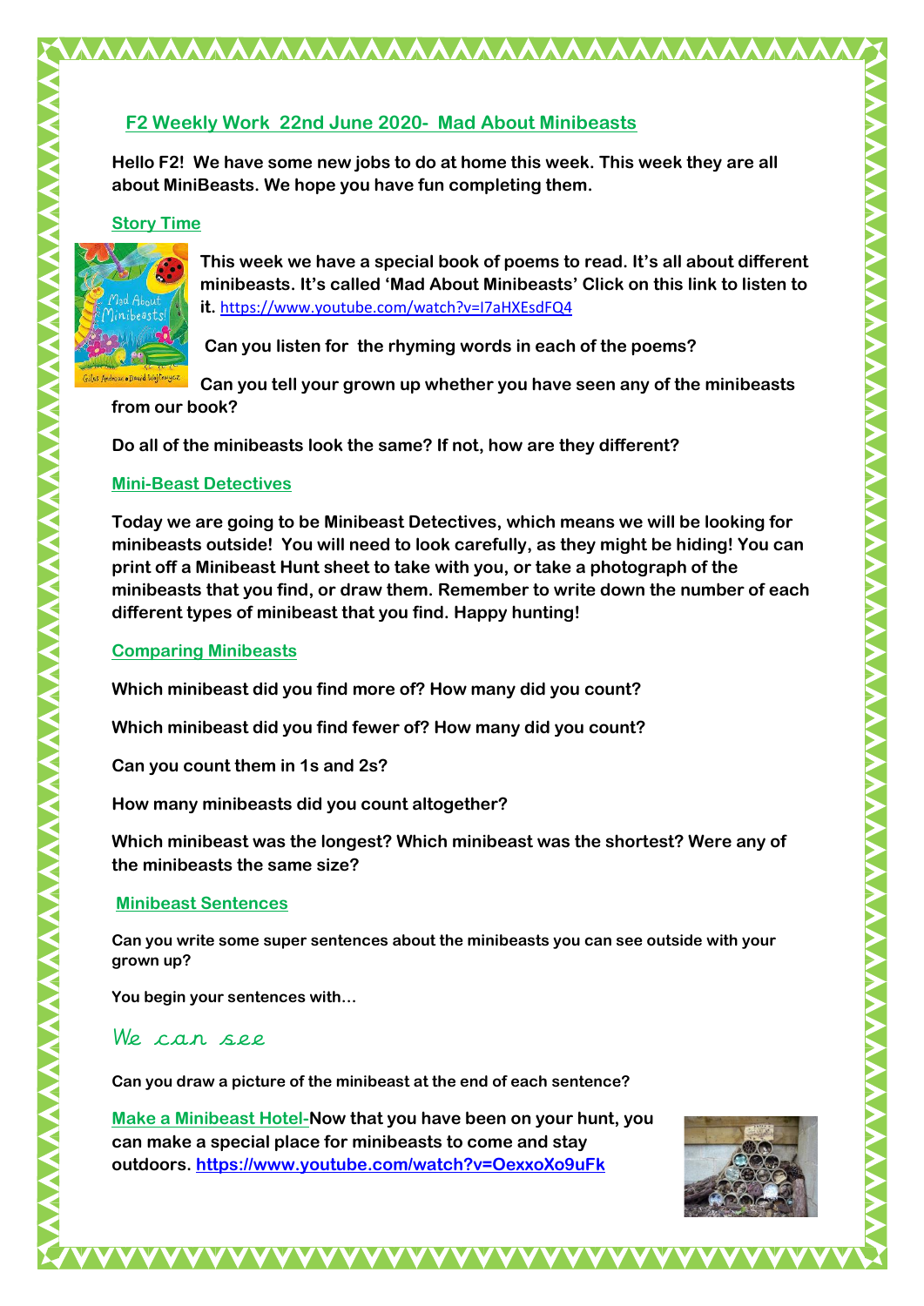# F2 Weekly Work 22nd June 2020- Mad About Minibeasts

**Hello F2! We have some new jobs to do at home this week. This week they are all about MiniBeasts. We hope you have fun completing them.**

## Story Time

**This week we have a special book of poems to read. It's all about different minibeasts. It's called 'Mad About Minibeasts' Click on this link to listen to it.** https://www.youtube.com/watch?v=I7aHXEsdFQ4

**Can you listen for the rhyming words in each of the poems?**

**Can you tell your grown up whether you have seen any of the minibeasts from our book?**

**Do all of the minibeasts look the same? If not, how are they different?**

## Mini-Beast Detectives

**Today we are going to be Minibeast Detectives, which means we will be looking for minibeasts outside! You will need to look carefully, as they might be hiding! You can print off a Minibeast Hunt sheet to take with you, or take a photograph of the minibeasts that you find, or draw them. Remember to write down the number of each different types of minibeast that you find. Happy hunting!**

## Comparing Minibeasts

**Which minibeast did you find more of? How many did you count?**

**Which minibeast did you find fewer of? How many did you count?**

**Can you count them in 1s and 2s?**

**How many minibeasts did you count altogether?**

**Which minibeast was the longest? Which minibeast was the shortest? Were any of the minibeasts the same size?**

## Minibeast Sentences

**Can you write some super sentences about the minibeasts you can see outside with your grown up?**

**You begin your sentences with…**

We can see

**Can you draw a picture of the minibeast at the end of each sentence?**

**Make a Minibeast Hotel-** **Now that you have been on your hunt, you can make a special place for minibeasts to come and stay outdoors.** https://www.youtube.com/watch?v=OexxoXo9uFk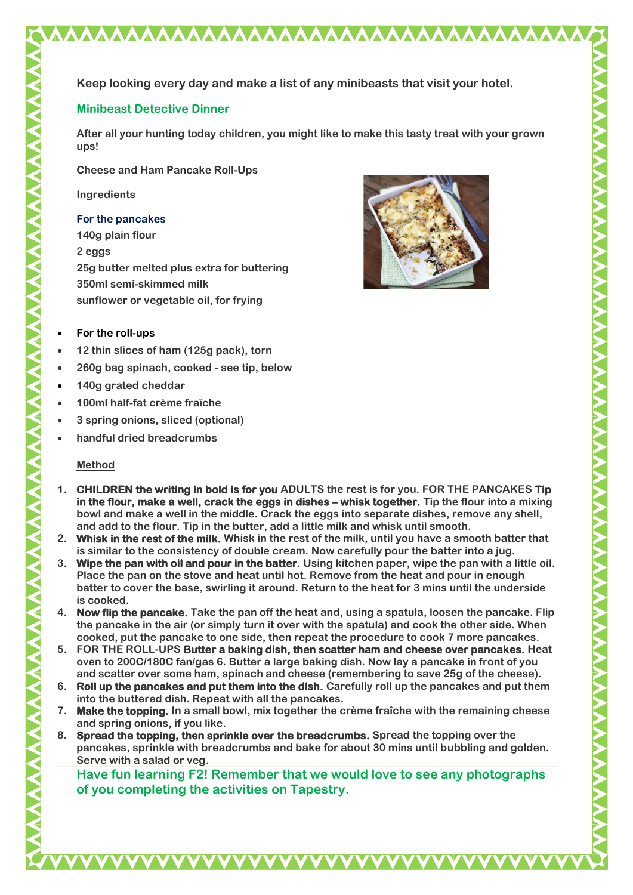**Keep looking every day and make a list of any minibeasts that visit your hotel.**

## Minibeast Detective Dinner

**After all your hunting today children, you might like to make this tasty treat with your grown ups!**

### Cheese and Ham Pancake Roll-Ups

**Ingredients**

**For the pancakes**

140g plain flour
2 eggs
25g butter melted plus extra for buttering
350ml semi-skimmed milk
sunflower or vegetable oil, for frying

- **For the roll-ups**
- 12 thin slices of ham (125g pack), torn
- 260g bag spinach, cooked - see tip, below
- 140g grated cheddar
- 100ml half-fat crème fraîche
- 3 spring onions, sliced (optional)
- handful dried breadcrumbs

**Method**

1. **CHILDREN the writing in bold is for you** ADULTS the rest is for you. FOR THE PANCAKES **Tip in the flour, make a well, crack the eggs in dishes – whisk together.** Tip the flour into a mixing bowl and make a well in the middle. Crack the eggs into separate dishes, remove any shell, and add to the flour. Tip in the butter, add a little milk and whisk until smooth.
2. **Whisk in the rest of the milk.** Whisk in the rest of the milk, until you have a smooth batter that is similar to the consistency of double cream. Now carefully pour the batter into a jug.
3. **Wipe the pan with oil and pour in the batter.** Using kitchen paper, wipe the pan with a little oil. Place the pan on the stove and heat until hot. Remove from the heat and pour in enough batter to cover the base, swirling it around. Return to the heat for 3 mins until the underside is cooked.
4. **Now flip the pancake.** Take the pan off the heat and, using a spatula, loosen the pancake. Flip the pancake in the air (or simply turn it over with the spatula) and cook the other side. When cooked, put the pancake to one side, then repeat the procedure to cook 7 more pancakes.
5. FOR THE ROLL-UPS **Butter a baking dish, then scatter ham and cheese over pancakes.** Heat oven to 200C/180C fan/gas 6. Butter a large baking dish. Now lay a pancake in front of you and scatter over some ham, spinach and cheese (remembering to save 25g of the cheese).
6. **Roll up the pancakes and put them into the dish.** Carefully roll up the pancakes and put them into the buttered dish. Repeat with all the pancakes.
7. **Make the topping.** In a small bowl, mix together the crème fraîche with the remaining cheese and spring onions, if you like.
8. **Spread the topping, then sprinkle over the breadcrumbs.** Spread the topping over the pancakes, sprinkle with breadcrumbs and bake for about 30 mins until bubbling and golden. Serve with a salad or veg.

**Have fun learning F2! Remember that we would love to see any photographs of you completing the activities on Tapestry.**